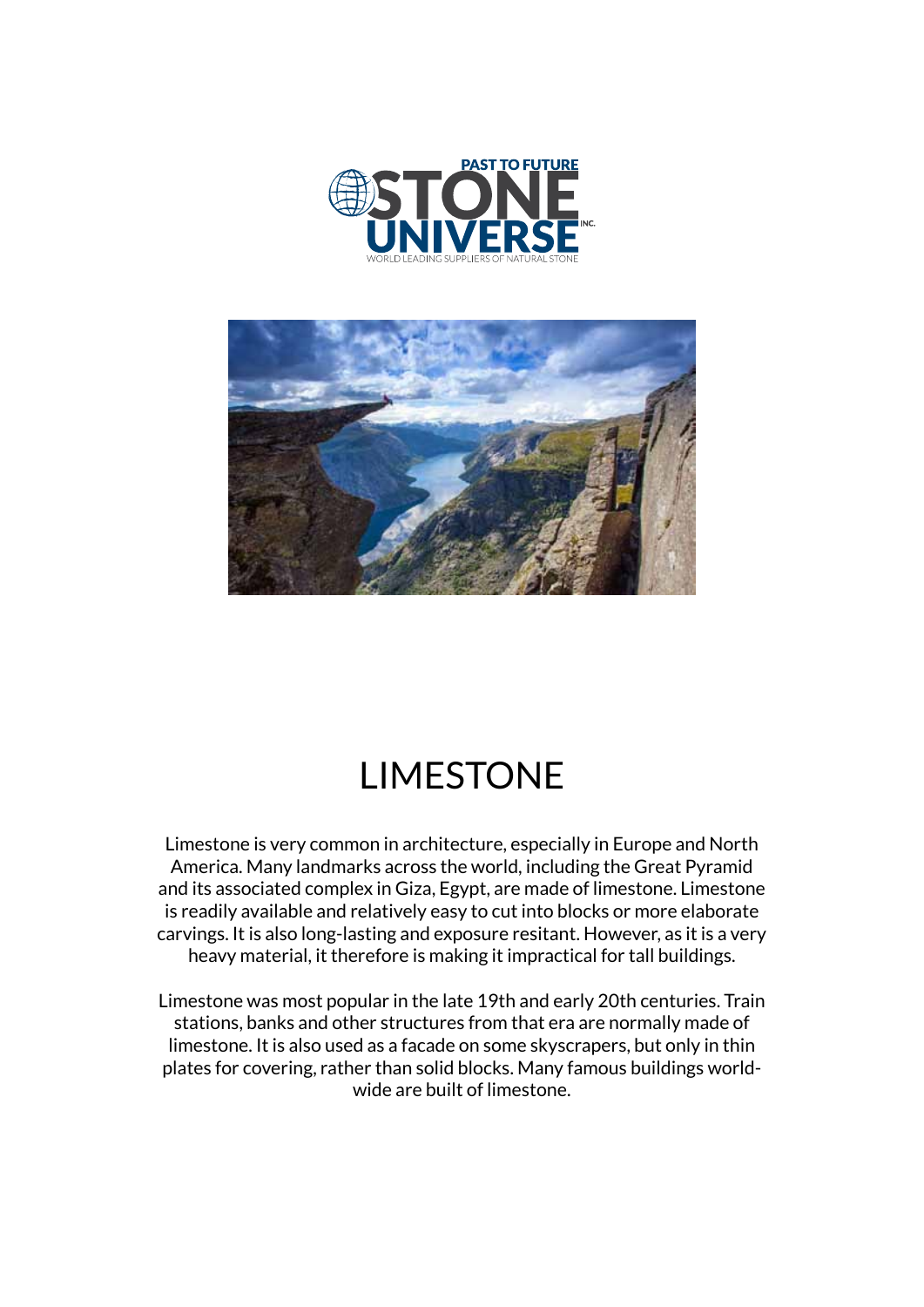# LIMESTONE

Limestone is very common in architecture, especially in Europe and North America. Many landmarks across the world, including the Great Pyramid and its associated complex in Giza, Egypt, are made of limestone. Limestone is readily available and relatively easy to cut into blocks or more elaborate carvings. It is also long-lasting and exposure resitant. However, as it is a very heavy material, it therefore is making it impractical for tall buildings.

Limestone was most popular in the late 19th and early 20th centuries. Train stations, banks and other structures from that era are normally made of limestone. It is also used as a facade on some skyscrapers, but only in thin plates for covering, rather than solid blocks. Many famous buildings world-wide are built of limestone.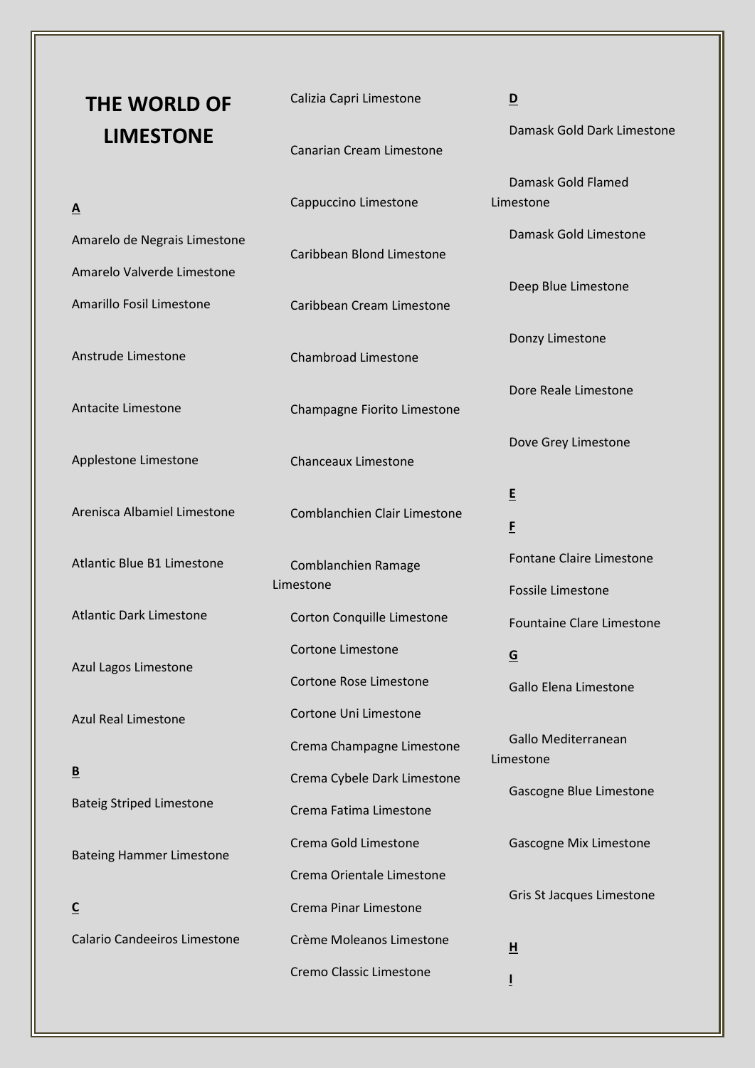# THE WORLD OF LIMESTONE

**A**

Amarelo de Negrais Limestone

Amarelo Valverde Limestone

Amarillo Fosil Limestone

Anstrude Limestone

Antacite Limestone

Applestone Limestone

Arenisca Albamiel Limestone

Atlantic Blue B1 Limestone

Atlantic Dark Limestone

Azul Lagos Limestone

Azul Real Limestone

**B**

Bateig Striped Limestone

Bateing Hammer Limestone

**C**

Calario Candeeiros Limestone

Calizia Capri Limestone

Canarian Cream Limestone

Cappuccino Limestone

Caribbean Blond Limestone

Caribbean Cream Limestone

Chambroad Limestone

Champagne Fiorito Limestone

Chanceaux Limestone

Comblanchien Clair Limestone

Comblanchien Ramage Limestone

Corton Conquille Limestone

Cortone Limestone

Cortone Rose Limestone

Cortone Uni Limestone

Crema Champagne Limestone

Crema Cybele Dark Limestone

Crema Fatima Limestone

Crema Gold Limestone

Crema Orientale Limestone

Crema Pinar Limestone

Crème Moleanos Limestone

Cremo Classic Limestone

**D**

Damask Gold Dark Limestone

Damask Gold Flamed Limestone

Damask Gold Limestone

Deep Blue Limestone

Donzy Limestone

Dore Reale Limestone

Dove Grey Limestone

**E**

**F**

Fontane Claire Limestone

Fossile Limestone

Fountaine Clare Limestone

**G**

Gallo Elena Limestone

Gallo Mediterranean Limestone

Gascogne Blue Limestone

Gascogne Mix Limestone

Gris St Jacques Limestone

**H**

**I**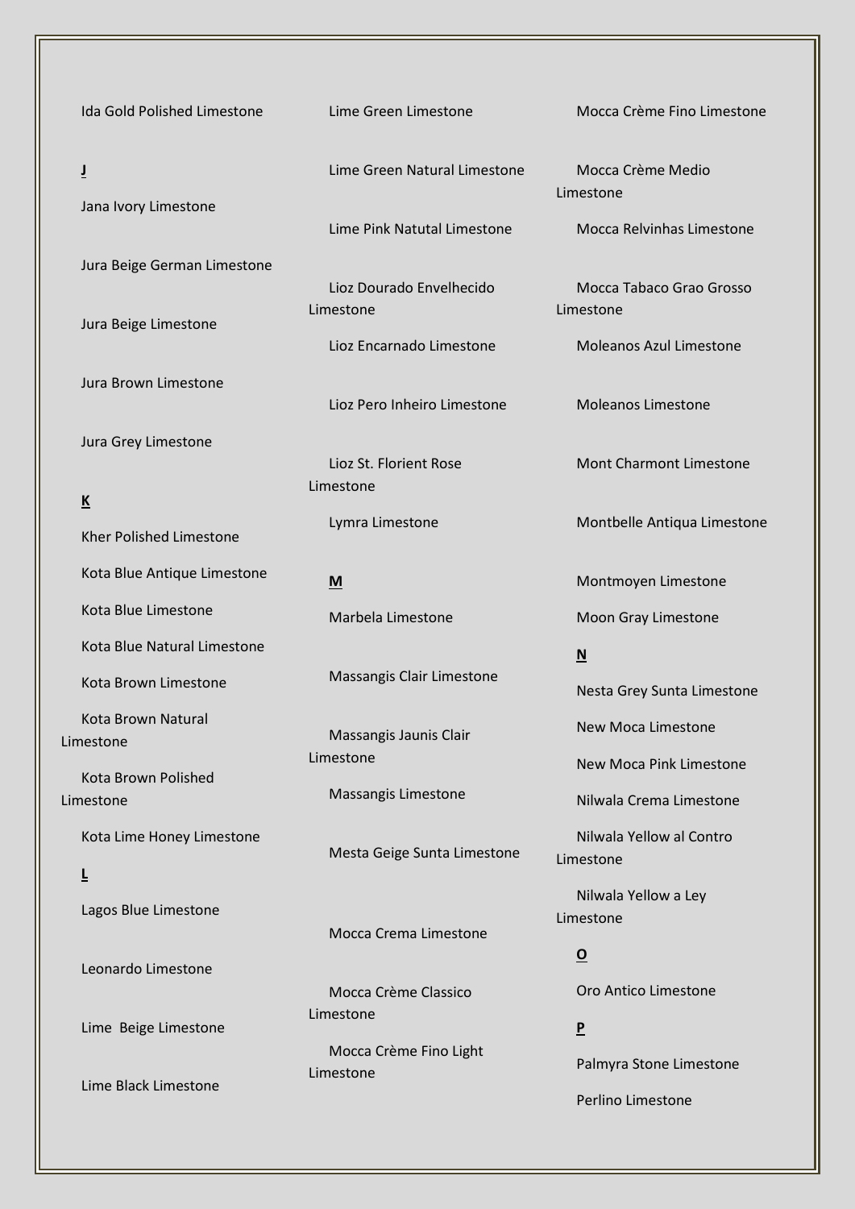Ida Gold Polished Limestone

**J**

Jana Ivory Limestone

Jura Beige German Limestone

Jura Beige Limestone

Jura Brown Limestone

Jura Grey Limestone

**K**

Kher Polished Limestone

Kota Blue Antique Limestone

Kota Blue Limestone

Kota Blue Natural Limestone

Kota Brown Limestone

Kota Brown Natural Limestone

Kota Brown Polished Limestone

Kota Lime Honey Limestone

**L**

Lagos Blue Limestone

Leonardo Limestone

Lime  Beige Limestone

Lime Black Limestone

Lime Green Limestone

Lime Green Natural Limestone

Lime Pink Natutal Limestone

Lioz Dourado Envelhecido Limestone

Lioz Encarnado Limestone

Lioz Pero Inheiro Limestone

Lioz St. Florient Rose Limestone

Lymra Limestone

**M**

Marbela Limestone

Massangis Clair Limestone

Massangis Jaunis Clair Limestone

Massangis Limestone

Mesta Geige Sunta Limestone

Mocca Crema Limestone

Mocca Crème Classico Limestone

Mocca Crème Fino Light Limestone

Mocca Crème Fino Limestone

Mocca Crème Medio Limestone

Mocca Relvinhas Limestone

Mocca Tabaco Grao Grosso Limestone

Moleanos Azul Limestone

Moleanos Limestone

Mont Charmont Limestone

Montbelle Antiqua Limestone

Montmoyen Limestone

Moon Gray Limestone

**N**

Nesta Grey Sunta Limestone

New Moca Limestone

New Moca Pink Limestone

Nilwala Crema Limestone

Nilwala Yellow al Contro Limestone

Nilwala Yellow a Ley Limestone

**O**

Oro Antico Limestone

**P**

Palmyra Stone Limestone

Perlino Limestone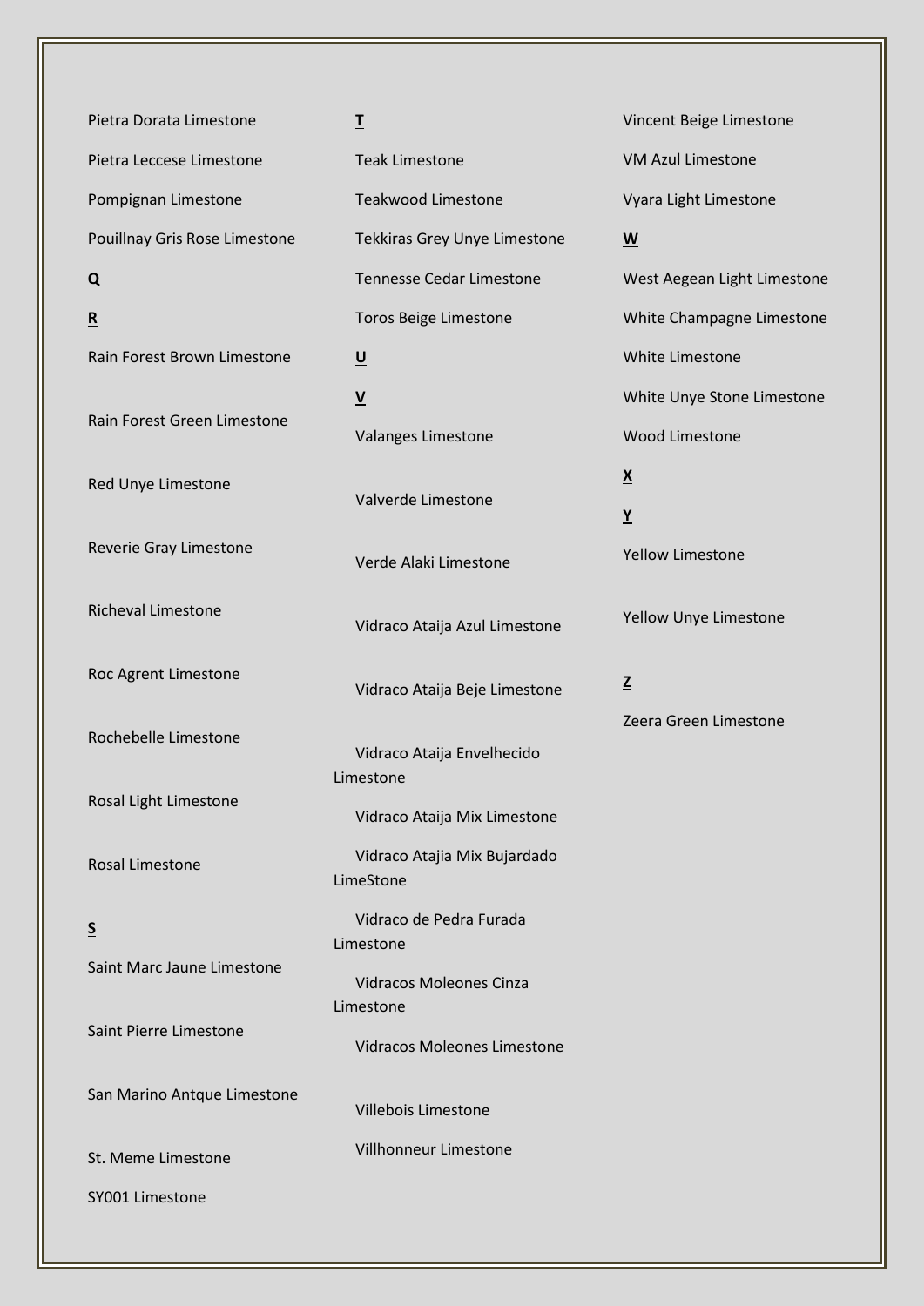Pietra Dorata Limestone

Pietra Leccese Limestone

Pompignan Limestone

Pouillnay Gris Rose Limestone

**Q**

**R**

Rain Forest Brown Limestone

Rain Forest Green Limestone

Red Unye Limestone

Reverie Gray Limestone

Richeval Limestone

Roc Agrent Limestone

Rochebelle Limestone

Rosal Light Limestone

Rosal Limestone

**S**

Saint Marc Jaune Limestone

Saint Pierre Limestone

San Marino Antque Limestone

St. Meme Limestone

SY001 Limestone

**T**

Teak Limestone

Teakwood Limestone

Tekkiras Grey Unye Limestone

Tennesse Cedar Limestone

Toros Beige Limestone

**U**

**V**

Valanges Limestone

Valverde Limestone

Verde Alaki Limestone

Vidraco Ataija Azul Limestone

Vidraco Ataija Beje Limestone

Vidraco Ataija Envelhecido Limestone

Vidraco Ataija Mix Limestone

Vidraco Atajia Mix Bujardado LimeStone

Vidraco de Pedra Furada Limestone

Vidracos Moleones Cinza Limestone

Vidracos Moleones Limestone

Villebois Limestone

Villhonneur Limestone

Vincent Beige Limestone

VM Azul Limestone

Vyara Light Limestone

**W**

West Aegean Light Limestone

White Champagne Limestone

White Limestone

White Unye Stone Limestone

Wood Limestone

**X**

**Y**

Yellow Limestone

Yellow Unye Limestone

**Z**

Zeera Green Limestone